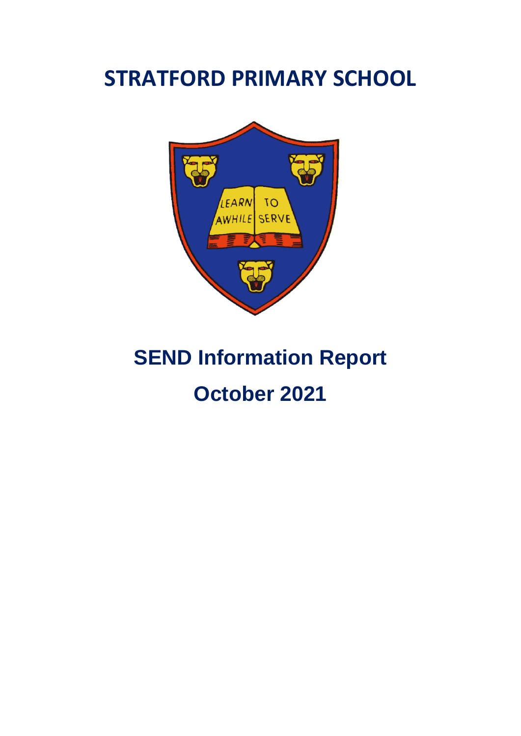# STRATFORD PRIMARY SCHOOL

## SEND Information Report

## October 2021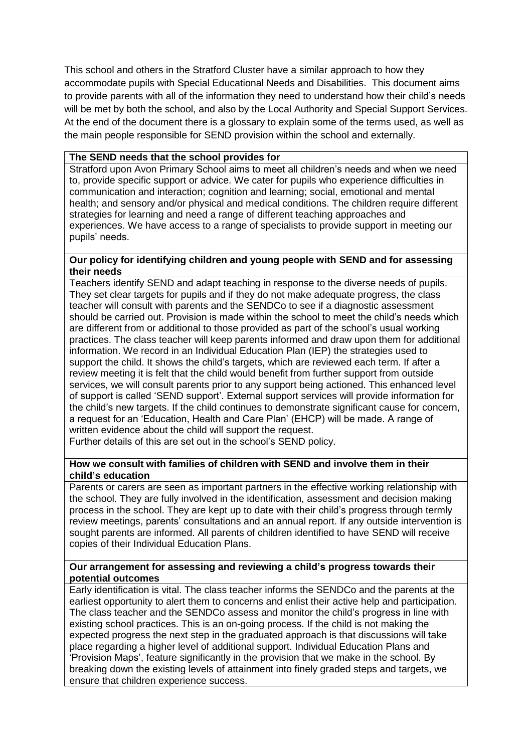This school and others in the Stratford Cluster have a similar approach to how they accommodate pupils with Special Educational Needs and Disabilities. This document aims to provide parents with all of the information they need to understand how their child's needs will be met by both the school, and also by the Local Authority and Special Support Services. At the end of the document there is a glossary to explain some of the terms used, as well as the main people responsible for SEND provision within the school and externally.

**The SEND needs that the school provides for**

Stratford upon Avon Primary School aims to meet all children's needs and when we need to, provide specific support or advice. We cater for pupils who experience difficulties in communication and interaction; cognition and learning; social, emotional and mental health; and sensory and/or physical and medical conditions. The children require different strategies for learning and need a range of different teaching approaches and experiences. We have access to a range of specialists to provide support in meeting our pupils' needs.

**Our policy for identifying children and young people with SEND and for assessing their needs**

Teachers identify SEND and adapt teaching in response to the diverse needs of pupils. They set clear targets for pupils and if they do not make adequate progress, the class teacher will consult with parents and the SENDCo to see if a diagnostic assessment should be carried out. Provision is made within the school to meet the child's needs which are different from or additional to those provided as part of the school's usual working practices. The class teacher will keep parents informed and draw upon them for additional information. We record in an Individual Education Plan (IEP) the strategies used to support the child. It shows the child's targets, which are reviewed each term. If after a review meeting it is felt that the child would benefit from further support from outside services, we will consult parents prior to any support being actioned. This enhanced level of support is called 'SEND support'. External support services will provide information for the child's new targets. If the child continues to demonstrate significant cause for concern, a request for an 'Education, Health and Care Plan' (EHCP) will be made. A range of written evidence about the child will support the request.

Further details of this are set out in the school's SEND policy.

**How we consult with families of children with SEND and involve them in their child's education**

Parents or carers are seen as important partners in the effective working relationship with the school. They are fully involved in the identification, assessment and decision making process in the school. They are kept up to date with their child's progress through termly review meetings, parents' consultations and an annual report. If any outside intervention is sought parents are informed. All parents of children identified to have SEND will receive copies of their Individual Education Plans.

**Our arrangement for assessing and reviewing a child's progress towards their potential outcomes**

Early identification is vital. The class teacher informs the SENDCo and the parents at the earliest opportunity to alert them to concerns and enlist their active help and participation. The class teacher and the SENDCo assess and monitor the child's progress in line with existing school practices. This is an on-going process. If the child is not making the expected progress the next step in the graduated approach is that discussions will take place regarding a higher level of additional support. Individual Education Plans and 'Provision Maps', feature significantly in the provision that we make in the school. By breaking down the existing levels of attainment into finely graded steps and targets, we ensure that children experience success.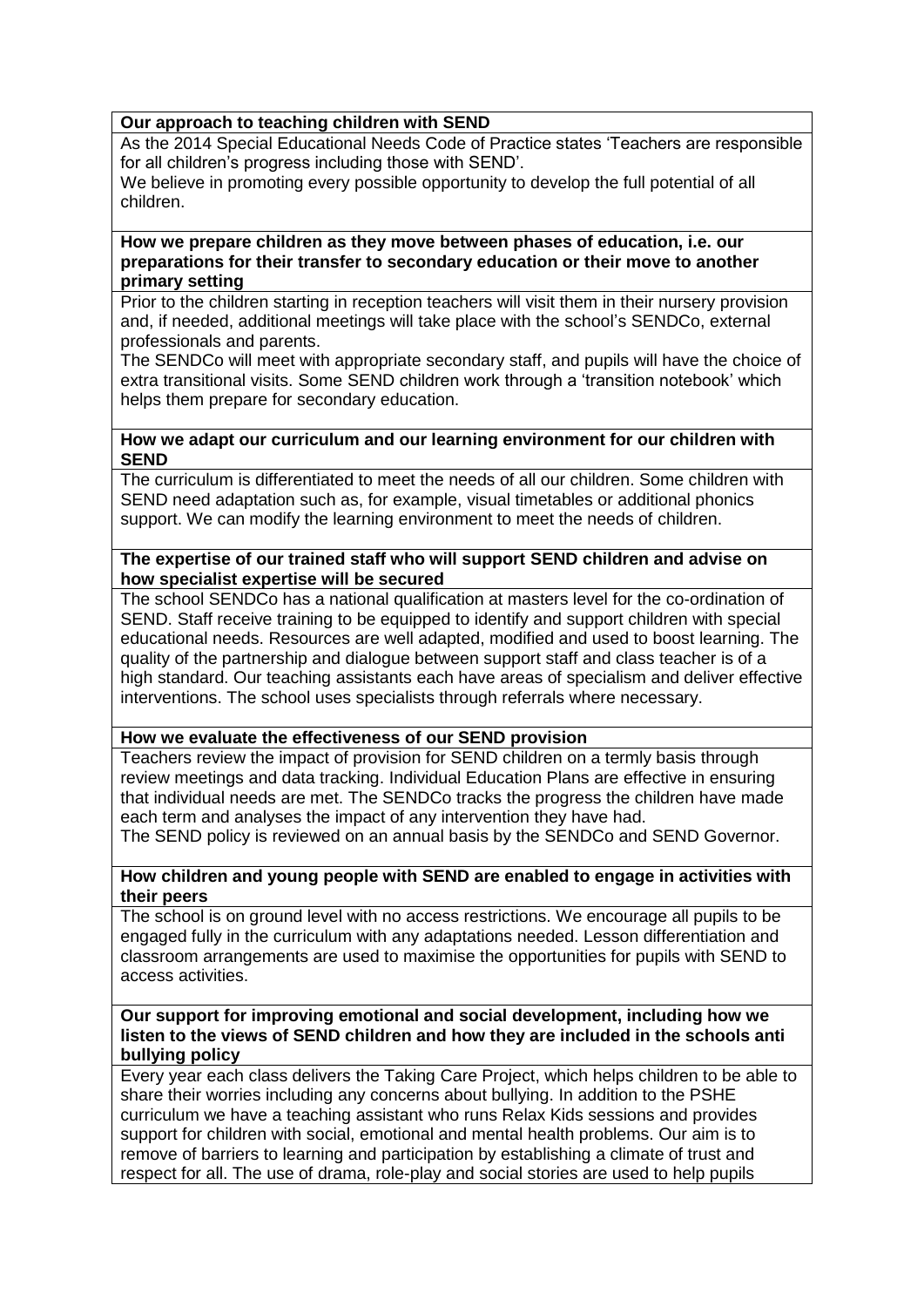**Our approach to teaching children with SEND**

As the 2014 Special Educational Needs Code of Practice states 'Teachers are responsible for all children's progress including those with SEND'.

We believe in promoting every possible opportunity to develop the full potential of all children.

**How we prepare children as they move between phases of education, i.e. our preparations for their transfer to secondary education or their move to another primary setting**

Prior to the children starting in reception teachers will visit them in their nursery provision and, if needed, additional meetings will take place with the school's SENDCo, external professionals and parents.

The SENDCo will meet with appropriate secondary staff, and pupils will have the choice of extra transitional visits. Some SEND children work through a 'transition notebook' which helps them prepare for secondary education.

**How we adapt our curriculum and our learning environment for our children with SEND**

The curriculum is differentiated to meet the needs of all our children. Some children with SEND need adaptation such as, for example, visual timetables or additional phonics support. We can modify the learning environment to meet the needs of children.

**The expertise of our trained staff who will support SEND children and advise on how specialist expertise will be secured**

The school SENDCo has a national qualification at masters level for the co-ordination of SEND. Staff receive training to be equipped to identify and support children with special educational needs. Resources are well adapted, modified and used to boost learning. The quality of the partnership and dialogue between support staff and class teacher is of a high standard. Our teaching assistants each have areas of specialism and deliver effective interventions. The school uses specialists through referrals where necessary.

**How we evaluate the effectiveness of our SEND provision**

Teachers review the impact of provision for SEND children on a termly basis through review meetings and data tracking. Individual Education Plans are effective in ensuring that individual needs are met. The SENDCo tracks the progress the children have made each term and analyses the impact of any intervention they have had.

The SEND policy is reviewed on an annual basis by the SENDCo and SEND Governor.

**How children and young people with SEND are enabled to engage in activities with their peers**

The school is on ground level with no access restrictions. We encourage all pupils to be engaged fully in the curriculum with any adaptations needed. Lesson differentiation and classroom arrangements are used to maximise the opportunities for pupils with SEND to access activities.

**Our support for improving emotional and social development, including how we listen to the views of SEND children and how they are included in the schools anti bullying policy**

Every year each class delivers the Taking Care Project, which helps children to be able to share their worries including any concerns about bullying. In addition to the PSHE curriculum we have a teaching assistant who runs Relax Kids sessions and provides support for children with social, emotional and mental health problems. Our aim is to remove of barriers to learning and participation by establishing a climate of trust and respect for all. The use of drama, role-play and social stories are used to help pupils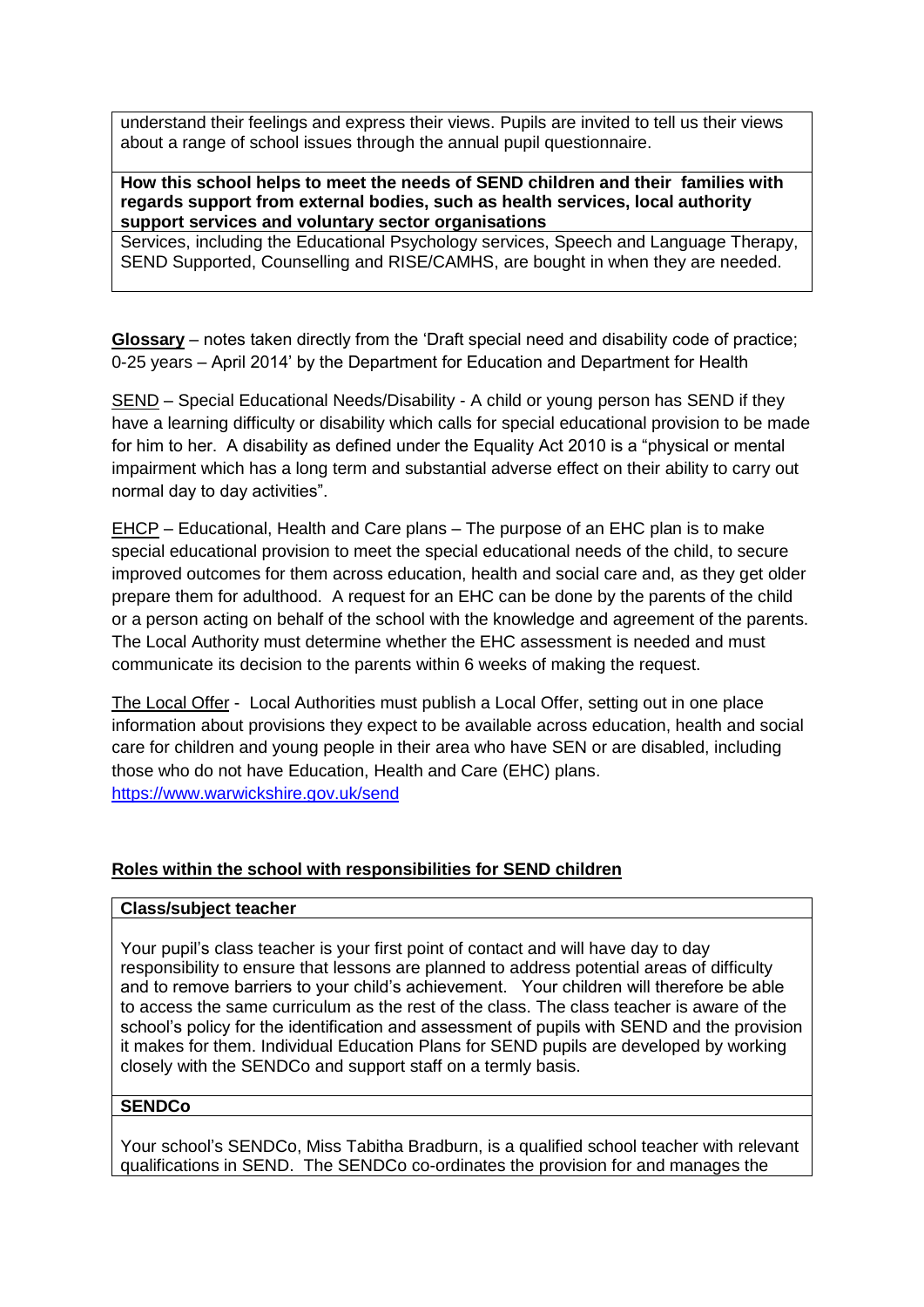understand their feelings and express their views. Pupils are invited to tell us their views about a range of school issues through the annual pupil questionnaire.

**How this school helps to meet the needs of SEND children and their families with regards support from external bodies, such as health services, local authority support services and voluntary sector organisations**

Services, including the Educational Psychology services, Speech and Language Therapy, SEND Supported, Counselling and RISE/CAMHS, are bought in when they are needed.

**Glossary** – notes taken directly from the 'Draft special need and disability code of practice; 0-25 years – April 2014' by the Department for Education and Department for Health

SEND – Special Educational Needs/Disability - A child or young person has SEND if they have a learning difficulty or disability which calls for special educational provision to be made for him to her. A disability as defined under the Equality Act 2010 is a "physical or mental impairment which has a long term and substantial adverse effect on their ability to carry out normal day to day activities".

EHCP – Educational, Health and Care plans – The purpose of an EHC plan is to make special educational provision to meet the special educational needs of the child, to secure improved outcomes for them across education, health and social care and, as they get older prepare them for adulthood. A request for an EHC can be done by the parents of the child or a person acting on behalf of the school with the knowledge and agreement of the parents. The Local Authority must determine whether the EHC assessment is needed and must communicate its decision to the parents within 6 weeks of making the request.

The Local Offer - Local Authorities must publish a Local Offer, setting out in one place information about provisions they expect to be available across education, health and social care for children and young people in their area who have SEN or are disabled, including those who do not have Education, Health and Care (EHC) plans.
https://www.warwickshire.gov.uk/send

## Roles within the school with responsibilities for SEND children

**Class/subject teacher**

Your pupil's class teacher is your first point of contact and will have day to day responsibility to ensure that lessons are planned to address potential areas of difficulty and to remove barriers to your child's achievement. Your children will therefore be able to access the same curriculum as the rest of the class. The class teacher is aware of the school's policy for the identification and assessment of pupils with SEND and the provision it makes for them. Individual Education Plans for SEND pupils are developed by working closely with the SENDCo and support staff on a termly basis.

**SENDCo**

Your school's SENDCo, Miss Tabitha Bradburn, is a qualified school teacher with relevant qualifications in SEND. The SENDCo co-ordinates the provision for and manages the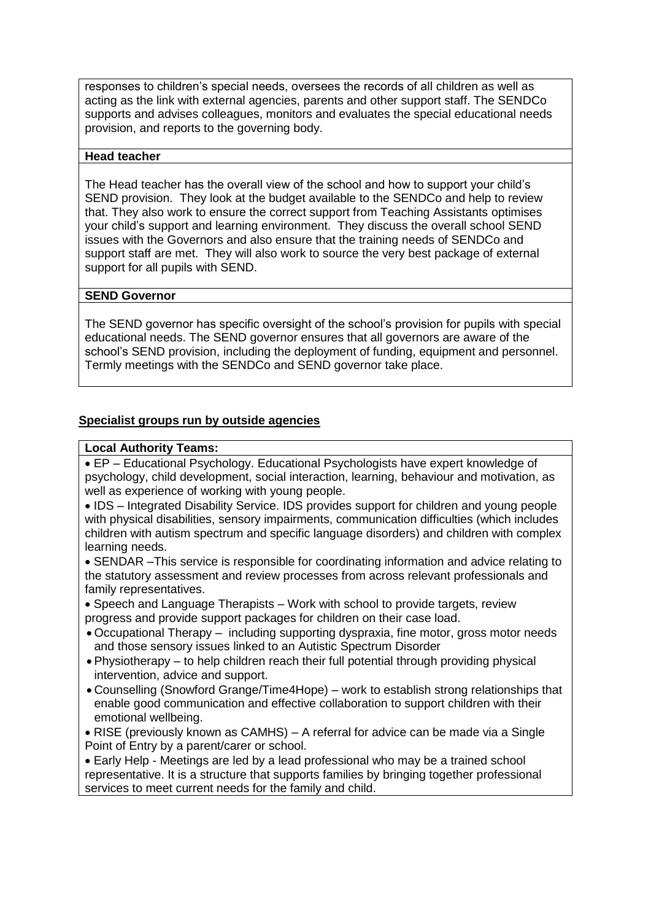responses to children's special needs, oversees the records of all children as well as acting as the link with external agencies, parents and other support staff. The SENDCo supports and advises colleagues, monitors and evaluates the special educational needs provision, and reports to the governing body.

**Head teacher**

The Head teacher has the overall view of the school and how to support your child's SEND provision. They look at the budget available to the SENDCo and help to review that. They also work to ensure the correct support from Teaching Assistants optimises your child's support and learning environment. They discuss the overall school SEND issues with the Governors and also ensure that the training needs of SENDCo and support staff are met. They will also work to source the very best package of external support for all pupils with SEND.

**SEND Governor**

The SEND governor has specific oversight of the school's provision for pupils with special educational needs. The SEND governor ensures that all governors are aware of the school's SEND provision, including the deployment of funding, equipment and personnel. Termly meetings with the SENDCo and SEND governor take place.

## Specialist groups run by outside agencies

**Local Authority Teams:**

- EP – Educational Psychology. Educational Psychologists have expert knowledge of psychology, child development, social interaction, learning, behaviour and motivation, as well as experience of working with young people.
- IDS – Integrated Disability Service. IDS provides support for children and young people with physical disabilities, sensory impairments, communication difficulties (which includes children with autism spectrum and specific language disorders) and children with complex learning needs.
- SENDAR –This service is responsible for coordinating information and advice relating to the statutory assessment and review processes from across relevant professionals and family representatives.
- Speech and Language Therapists – Work with school to provide targets, review progress and provide support packages for children on their case load.
- Occupational Therapy – including supporting dyspraxia, fine motor, gross motor needs and those sensory issues linked to an Autistic Spectrum Disorder
- Physiotherapy – to help children reach their full potential through providing physical intervention, advice and support.
- Counselling (Snowford Grange/Time4Hope) – work to establish strong relationships that enable good communication and effective collaboration to support children with their emotional wellbeing.
- RISE (previously known as CAMHS) – A referral for advice can be made via a Single Point of Entry by a parent/carer or school.
- Early Help - Meetings are led by a lead professional who may be a trained school representative. It is a structure that supports families by bringing together professional services to meet current needs for the family and child.